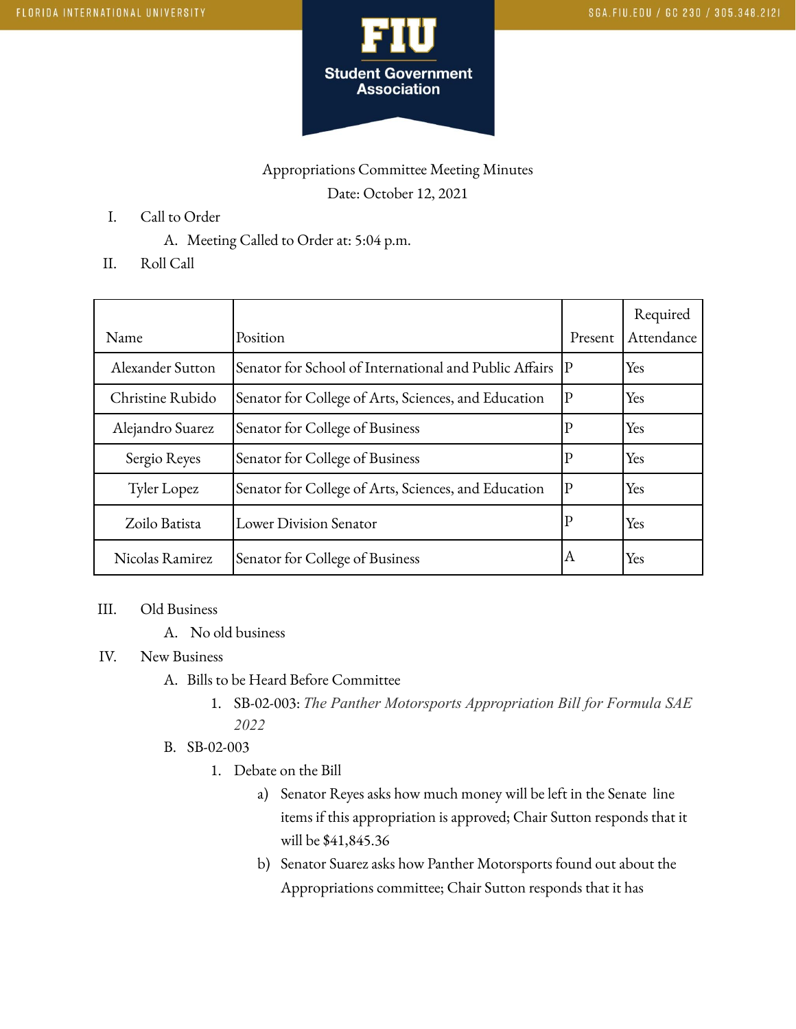Appropriations Committee Meeting Minutes

Date: October 12, 2021

I. Call to Order
   A. Meeting Called to Order at: 5:04 p.m.

II. Roll Call

| Name | Position | Present | Required Attendance |
|---|---|---|---|
| Alexander Sutton | Senator for School of International and Public Affairs | P | Yes |
| Christine Rubido | Senator for College of Arts, Sciences, and Education | P | Yes |
| Alejandro Suarez | Senator for College of Business | P | Yes |
| Sergio Reyes | Senator for College of Business | P | Yes |
| Tyler Lopez | Senator for College of Arts, Sciences, and Education | P | Yes |
| Zoilo Batista | Lower Division Senator | P | Yes |
| Nicolas Ramirez | Senator for College of Business | A | Yes |

III. Old Business
   A. No old business

IV. New Business
   A. Bills to be Heard Before Committee
      1. SB-02-003: *The Panther Motorsports Appropriation Bill for Formula SAE 2022*
   B. SB-02-003
      1. Debate on the Bill
         a) Senator Reyes asks how much money will be left in the Senate line items if this appropriation is approved; Chair Sutton responds that it will be $41,845.36
         b) Senator Suarez asks how Panther Motorsports found out about the Appropriations committee; Chair Sutton responds that it has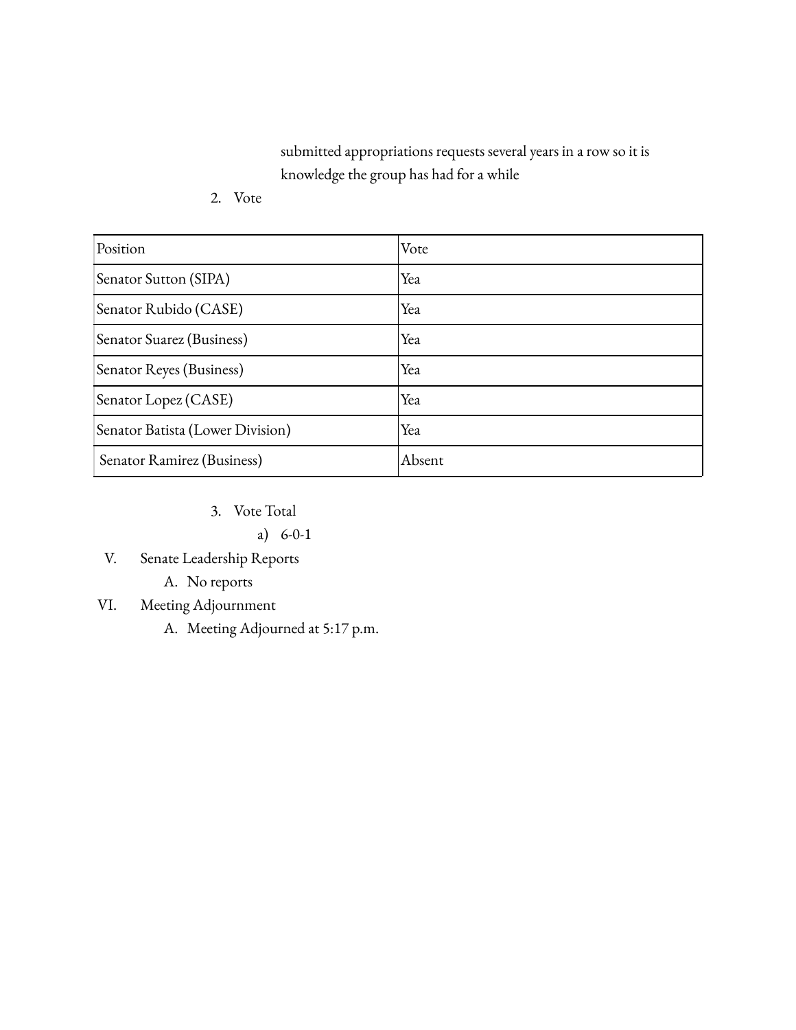submitted appropriations requests several years in a row so it is knowledge the group has had for a while

2. Vote

| Position | Vote |
|---|---|
| Senator Sutton (SIPA) | Yea |
| Senator Rubido (CASE) | Yea |
| Senator Suarez (Business) | Yea |
| Senator Reyes (Business) | Yea |
| Senator Lopez (CASE) | Yea |
| Senator Batista (Lower Division) | Yea |
| Senator Ramirez (Business) | Absent |

3. Vote Total
    a) 6-0-1

V. Senate Leadership Reports
    A. No reports

VI. Meeting Adjournment
    A. Meeting Adjourned at 5:17 p.m.